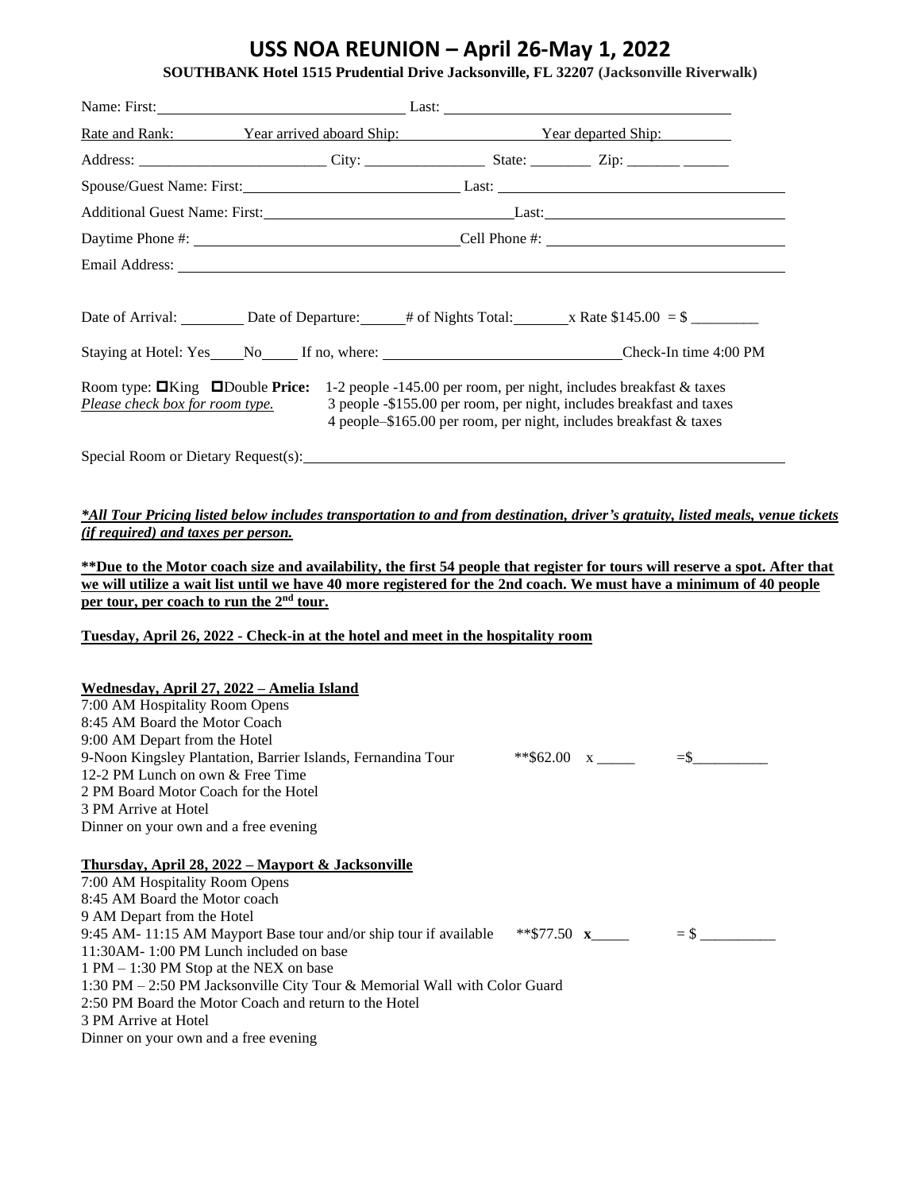# USS NOA REUNION – April 26-May 1, 2022

**SOUTHBANK Hotel 1515 Prudential Drive Jacksonville, FL 32207 (Jacksonville Riverwalk)**

Name: First: \_\_\_\_\_\_\_\_\_\_\_\_\_\_\_\_\_\_\_\_ Last: \_\_\_\_\_\_\_\_\_\_\_\_\_\_\_\_\_\_\_\_\_\_\_\_

Rate and Rank: \_\_\_\_\_\_\_\_ Year arrived aboard Ship: \_\_\_\_\_\_\_\_ Year departed Ship: \_\_\_\_\_\_\_\_

Address: \_\_\_\_\_\_\_\_\_\_\_\_\_\_\_\_\_\_\_\_\_\_\_\_ City: \_\_\_\_\_\_\_\_\_\_\_\_\_\_\_\_ State: \_\_\_\_\_\_\_\_ Zip: \_\_\_\_\_\_\_ \_\_\_\_\_\_

Spouse/Guest Name: First: \_\_\_\_\_\_\_\_\_\_\_\_\_\_\_\_\_\_\_\_ Last: \_\_\_\_\_\_\_\_\_\_\_\_\_\_\_\_\_\_\_\_\_\_\_\_

Additional Guest Name: First: \_\_\_\_\_\_\_\_\_\_\_\_\_\_\_\_\_\_\_\_ Last: \_\_\_\_\_\_\_\_\_\_\_\_\_\_\_\_\_\_\_\_

Daytime Phone #: \_\_\_\_\_\_\_\_\_\_\_\_\_\_\_\_\_\_\_\_ Cell Phone #: \_\_\_\_\_\_\_\_\_\_\_\_\_\_\_\_\_\_\_\_

Email Address: \_\_\_\_\_\_\_\_\_\_\_\_\_\_\_\_\_\_\_\_\_\_\_\_\_\_\_\_\_\_\_\_\_\_\_\_\_\_\_\_

Date of Arrival: \_\_\_\_\_\_\_\_ Date of Departure: \_\_\_\_\_\_ # of Nights Total: \_\_\_\_\_\_\_ x Rate $145.00 = $ \_\_\_\_\_\_\_\_\_

Staying at Hotel: Yes\_\_\_\_No\_\_\_\_ If no, where: \_\_\_\_\_\_\_\_\_\_\_\_\_\_\_\_\_\_\_\_\_\_\_\_ Check-In time 4:00 PM

Room type: ☐King ☐Double **Price:** 1-2 people -145.00 per room, per night, includes breakfast & taxes
*Please check box for room type.* 3 people -$155.00 per room, per night, includes breakfast and taxes
4 people–$165.00 per room, per night, includes breakfast & taxes

Special Room or Dietary Request(s): \_\_\_\_\_\_\_\_\_\_\_\_\_\_\_\_\_\_\_\_\_\_\_\_\_\_\_\_\_\_\_\_\_\_\_\_\_\_\_\_

***\*All Tour Pricing listed below includes transportation to and from destination, driver's gratuity, listed meals, venue tickets (if required) and taxes per person.***

**\*\*Due to the Motor coach size and availability, the first 54 people that register for tours will reserve a spot. After that we will utilize a wait list until we have 40 more registered for the 2nd coach. We must have a minimum of 40 people per tour, per coach to run the 2nd tour.**

**Tuesday, April 26, 2022 - Check-in at the hotel and meet in the hospitality room**

**Wednesday, April 27, 2022 – Amelia Island**

7:00 AM Hospitality Room Opens
8:45 AM Board the Motor Coach
9:00 AM Depart from the Hotel
9-Noon Kingsley Plantation, Barrier Islands, Fernandina Tour **$62.00 x \_\_\_\_\_ =$\_\_\_\_\_\_\_\_\_\_
12-2 PM Lunch on own & Free Time
2 PM Board Motor Coach for the Hotel
3 PM Arrive at Hotel
Dinner on your own and a free evening

**Thursday, April 28, 2022 – Mayport & Jacksonville**

7:00 AM Hospitality Room Opens
8:45 AM Board the Motor coach
9 AM Depart from the Hotel
9:45 AM- 11:15 AM Mayport Base tour and/or ship tour if available **$77.50 **x**\_\_\_\_\_ = $ \_\_\_\_\_\_\_\_\_\_
11:30AM- 1:00 PM Lunch included on base
1 PM – 1:30 PM Stop at the NEX on base
1:30 PM – 2:50 PM Jacksonville City Tour & Memorial Wall with Color Guard
2:50 PM Board the Motor Coach and return to the Hotel
3 PM Arrive at Hotel
Dinner on your own and a free evening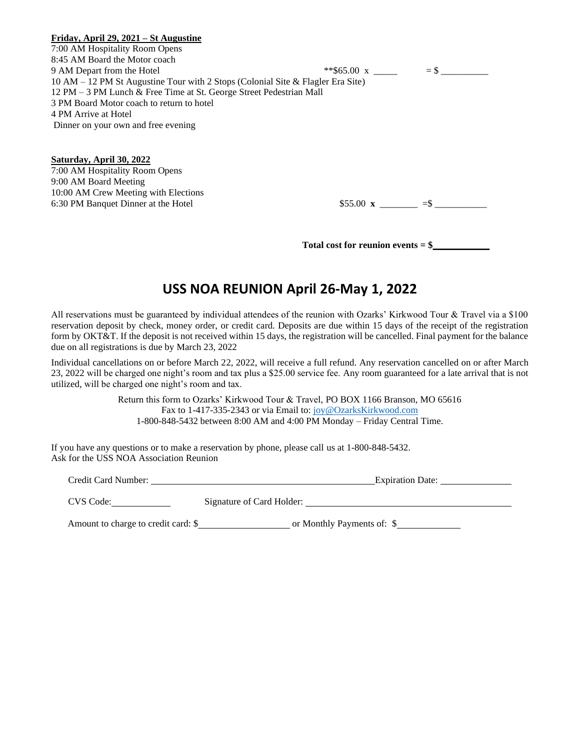**Friday, April 29, 2021 – St Augustine**

7:00 AM Hospitality Room Opens
8:45 AM Board the Motor coach
9 AM Depart from the Hotel **$65.00 x _____ = $ __________
10 AM – 12 PM St Augustine Tour with 2 Stops (Colonial Site & Flagler Era Site)
12 PM – 3 PM Lunch & Free Time at St. George Street Pedestrian Mall
3 PM Board Motor coach to return to hotel
4 PM Arrive at Hotel
Dinner on your own and free evening

**Saturday, April 30, 2022**

7:00 AM Hospitality Room Opens
9:00 AM Board Meeting
10:00 AM Crew Meeting with Elections
6:30 PM Banquet Dinner at the Hotel $55.00 **x** ________ =$ ___________

**Total cost for reunion events = $____________**

## USS NOA REUNION April 26-May 1, 2022

All reservations must be guaranteed by individual attendees of the reunion with Ozarks' Kirkwood Tour & Travel via a $100 reservation deposit by check, money order, or credit card. Deposits are due within 15 days of the receipt of the registration form by OKT&T. If the deposit is not received within 15 days, the registration will be cancelled. Final payment for the balance due on all registrations is due by March 23, 2022

Individual cancellations on or before March 22, 2022, will receive a full refund. Any reservation cancelled on or after March 23, 2022 will be charged one night's room and tax plus a $25.00 service fee. Any room guaranteed for a late arrival that is not utilized, will be charged one night's room and tax.

Return this form to Ozarks' Kirkwood Tour & Travel, PO BOX 1166 Branson, MO 65616
Fax to 1-417-335-2343 or via Email to: joy@OzarksKirkwood.com
1-800-848-5432 between 8:00 AM and 4:00 PM Monday – Friday Central Time.

If you have any questions or to make a reservation by phone, please call us at 1-800-848-5432.
Ask for the USS NOA Association Reunion

Credit Card Number: ______________________________ Expiration Date: ______________

CVS Code: __________ Signature of Card Holder: ______________________________

Amount to charge to credit card: $________________ or Monthly Payments of: $____________